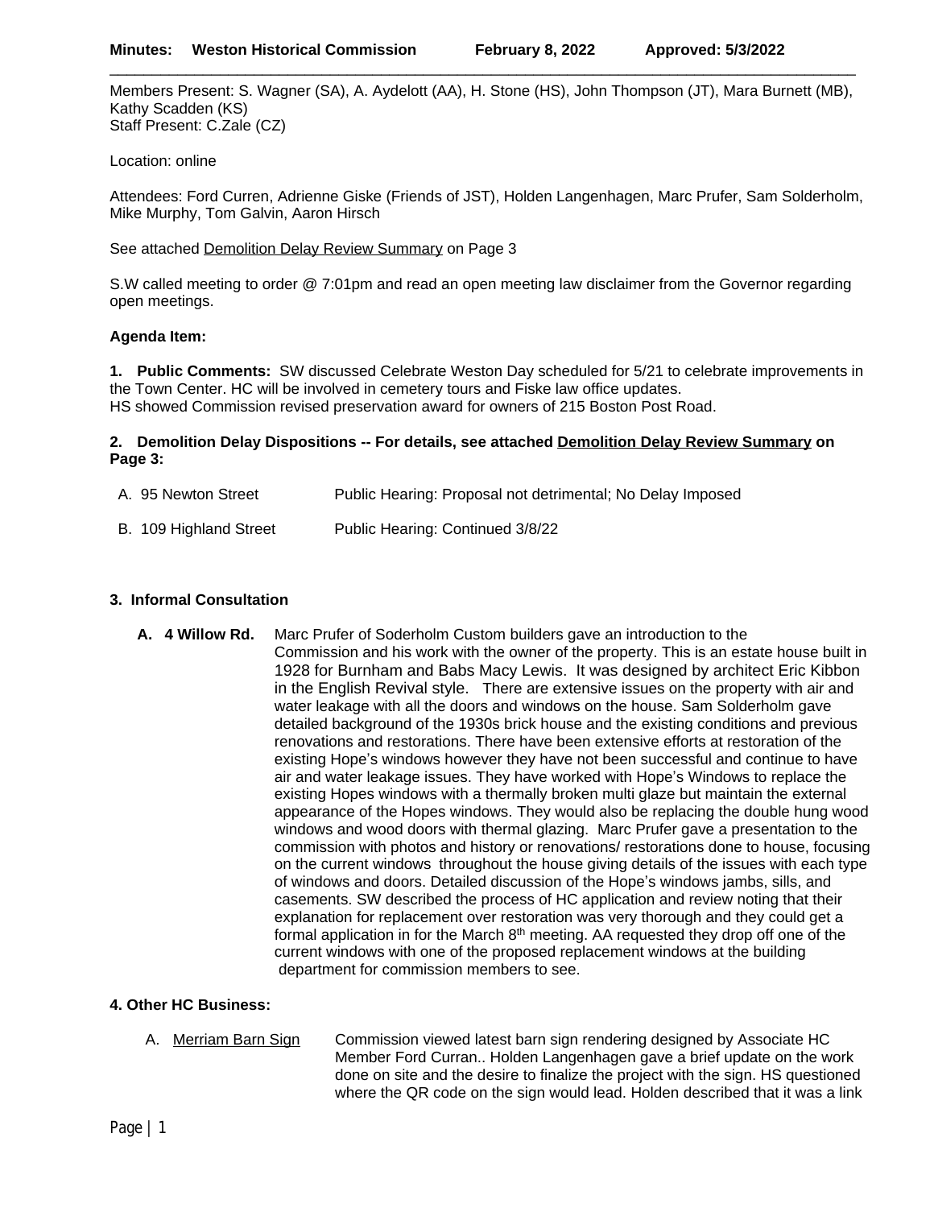**Minutes: Weston Historical Commission February 8, 2022 Approved: 5/3/2022**

Members Present: S. Wagner (SA), A. Aydelott (AA), H. Stone (HS), John Thompson (JT), Mara Burnett (MB), Kathy Scadden (KS)
Staff Present: C.Zale (CZ)

Location: online

Attendees: Ford Curren, Adrienne Giske (Friends of JST), Holden Langenhagen, Marc Prufer, Sam Solderholm, Mike Murphy, Tom Galvin, Aaron Hirsch

See attached Demolition Delay Review Summary on Page 3

S.W called meeting to order @ 7:01pm and read an open meeting law disclaimer from the Governor regarding open meetings.

**Agenda Item:**

**1. Public Comments:** SW discussed Celebrate Weston Day scheduled for 5/21 to celebrate improvements in the Town Center. HC will be involved in cemetery tours and Fiske law office updates.
HS showed Commission revised preservation award for owners of 215 Boston Post Road.

**2. Demolition Delay Dispositions -- For details, see attached Demolition Delay Review Summary on Page 3:**

A. 95 Newton Street — Public Hearing: Proposal not detrimental; No Delay Imposed

B. 109 Highland Street — Public Hearing: Continued 3/8/22

**3. Informal Consultation**

**A. 4 Willow Rd.** Marc Prufer of Soderholm Custom builders gave an introduction to the Commission and his work with the owner of the property. This is an estate house built in 1928 for Burnham and Babs Macy Lewis. It was designed by architect Eric Kibbon in the English Revival style. There are extensive issues on the property with air and water leakage with all the doors and windows on the house. Sam Solderholm gave detailed background of the 1930s brick house and the existing conditions and previous renovations and restorations. There have been extensive efforts at restoration of the existing Hope's windows however they have not been successful and continue to have air and water leakage issues. They have worked with Hope's Windows to replace the existing Hopes windows with a thermally broken multi glaze but maintain the external appearance of the Hopes windows. They would also be replacing the double hung wood windows and wood doors with thermal glazing. Marc Prufer gave a presentation to the commission with photos and history or renovations/ restorations done to house, focusing on the current windows throughout the house giving details of the issues with each type of windows and doors. Detailed discussion of the Hope's windows jambs, sills, and casements. SW described the process of HC application and review noting that their explanation for replacement over restoration was very thorough and they could get a formal application in for the March 8th meeting. AA requested they drop off one of the current windows with one of the proposed replacement windows at the building department for commission members to see.

**4. Other HC Business:**

A. Merriam Barn Sign — Commission viewed latest barn sign rendering designed by Associate HC Member Ford Curran.. Holden Langenhagen gave a brief update on the work done on site and the desire to finalize the project with the sign. HS questioned where the QR code on the sign would lead. Holden described that it was a link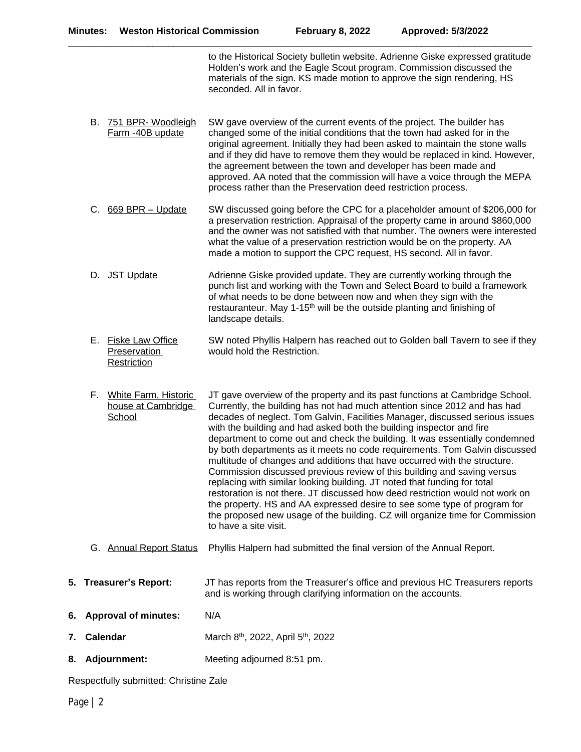to the Historical Society bulletin website. Adrienne Giske expressed gratitude Holden's work and the Eagle Scout program. Commission discussed the materials of the sign. KS made motion to approve the sign rendering, HS seconded. All in favor.

B. 751 BPR- Woodleigh Farm -40B update

SW gave overview of the current events of the project. The builder has changed some of the initial conditions that the town had asked for in the original agreement. Initially they had been asked to maintain the stone walls and if they did have to remove them they would be replaced in kind. However, the agreement between the town and developer has been made and approved. AA noted that the commission will have a voice through the MEPA process rather than the Preservation deed restriction process.

C. 669 BPR – Update

SW discussed going before the CPC for a placeholder amount of $206,000 for a preservation restriction. Appraisal of the property came in around $860,000 and the owner was not satisfied with that number. The owners were interested what the value of a preservation restriction would be on the property. AA made a motion to support the CPC request, HS second. All in favor.

D. JST Update

Adrienne Giske provided update. They are currently working through the punch list and working with the Town and Select Board to build a framework of what needs to be done between now and when they sign with the restauranteur. May 1-15th will be the outside planting and finishing of landscape details.

E. Fiske Law Office Preservation Restriction

SW noted Phyllis Halpern has reached out to Golden ball Tavern to see if they would hold the Restriction.

F. White Farm, Historic house at Cambridge School

JT gave overview of the property and its past functions at Cambridge School. Currently, the building has not had much attention since 2012 and has had decades of neglect. Tom Galvin, Facilities Manager, discussed serious issues with the building and had asked both the building inspector and fire department to come out and check the building. It was essentially condemned by both departments as it meets no code requirements. Tom Galvin discussed multitude of changes and additions that have occurred with the structure. Commission discussed previous review of this building and saving versus replacing with similar looking building. JT noted that funding for total restoration is not there. JT discussed how deed restriction would not work on the property. HS and AA expressed desire to see some type of program for the proposed new usage of the building. CZ will organize time for Commission to have a site visit.

G. Annual Report Status

Phyllis Halpern had submitted the final version of the Annual Report.

**5. Treasurer's Report:** JT has reports from the Treasurer's office and previous HC Treasurers reports and is working through clarifying information on the accounts.

**6. Approval of minutes:** N/A

**7. Calendar** March 8th, 2022, April 5th, 2022

**8. Adjournment:** Meeting adjourned 8:51 pm.

Respectfully submitted: Christine Zale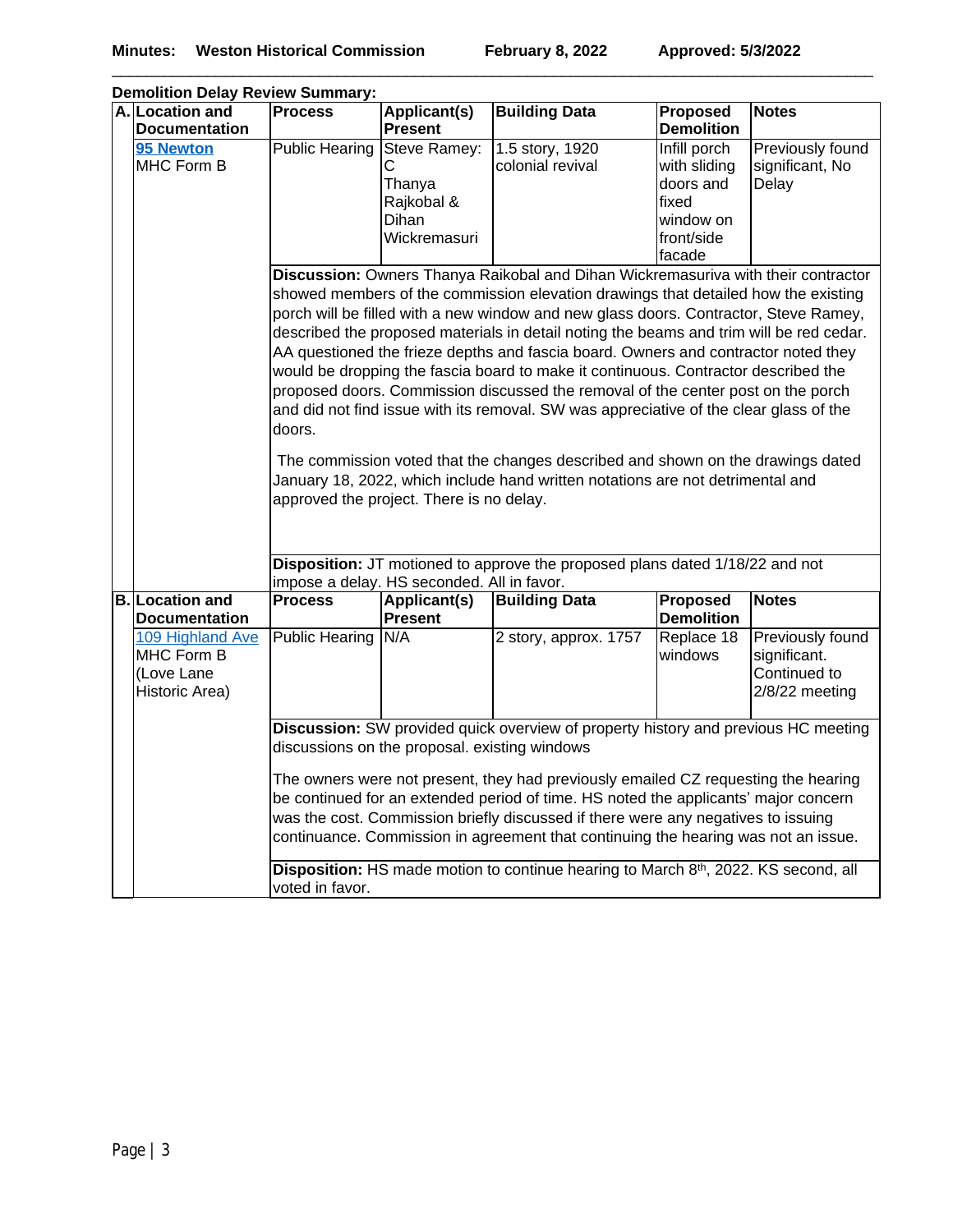### Demolition Delay Review Summary:

| A. | Location and Documentation | Process | Applicant(s) Present | Building Data | Proposed Demolition | Notes |
|---|---|---|---|---|---|---|
| | **95 Newton** MHC Form B | Public Hearing | Steve Ramey: C Thanya Rajkobal & Dihan Wickremasuri | 1.5 story, 1920 colonial revival | Infill porch with sliding doors and fixed window on front/side facade | Previously found significant, No Delay |

**Discussion:** Owners Thanya Raikobal and Dihan Wickremasuriva with their contractor showed members of the commission elevation drawings that detailed how the existing porch will be filled with a new window and new glass doors. Contractor, Steve Ramey, described the proposed materials in detail noting the beams and trim will be red cedar. AA questioned the frieze depths and fascia board. Owners and contractor noted they would be dropping the fascia board to make it continuous. Contractor described the proposed doors. Commission discussed the removal of the center post on the porch and did not find issue with its removal. SW was appreciative of the clear glass of the doors.

The commission voted that the changes described and shown on the drawings dated January 18, 2022, which include hand written notations are not detrimental and approved the project. There is no delay.

**Disposition:** JT motioned to approve the proposed plans dated 1/18/22 and not impose a delay. HS seconded. All in favor.

| B. | Location and Documentation | Process | Applicant(s) Present | Building Data | Proposed Demolition | Notes |
|---|---|---|---|---|---|---|
| | 109 Highland Ave MHC Form B (Love Lane Historic Area) | Public Hearing | N/A | 2 story, approx. 1757 | Replace 18 windows | Previously found significant. Continued to 2/8/22 meeting |

**Discussion:** SW provided quick overview of property history and previous HC meeting discussions on the proposal. existing windows

The owners were not present, they had previously emailed CZ requesting the hearing be continued for an extended period of time. HS noted the applicants' major concern was the cost. Commission briefly discussed if there were any negatives to issuing continuance. Commission in agreement that continuing the hearing was not an issue.

**Disposition:** HS made motion to continue hearing to March 8th, 2022. KS second, all voted in favor.